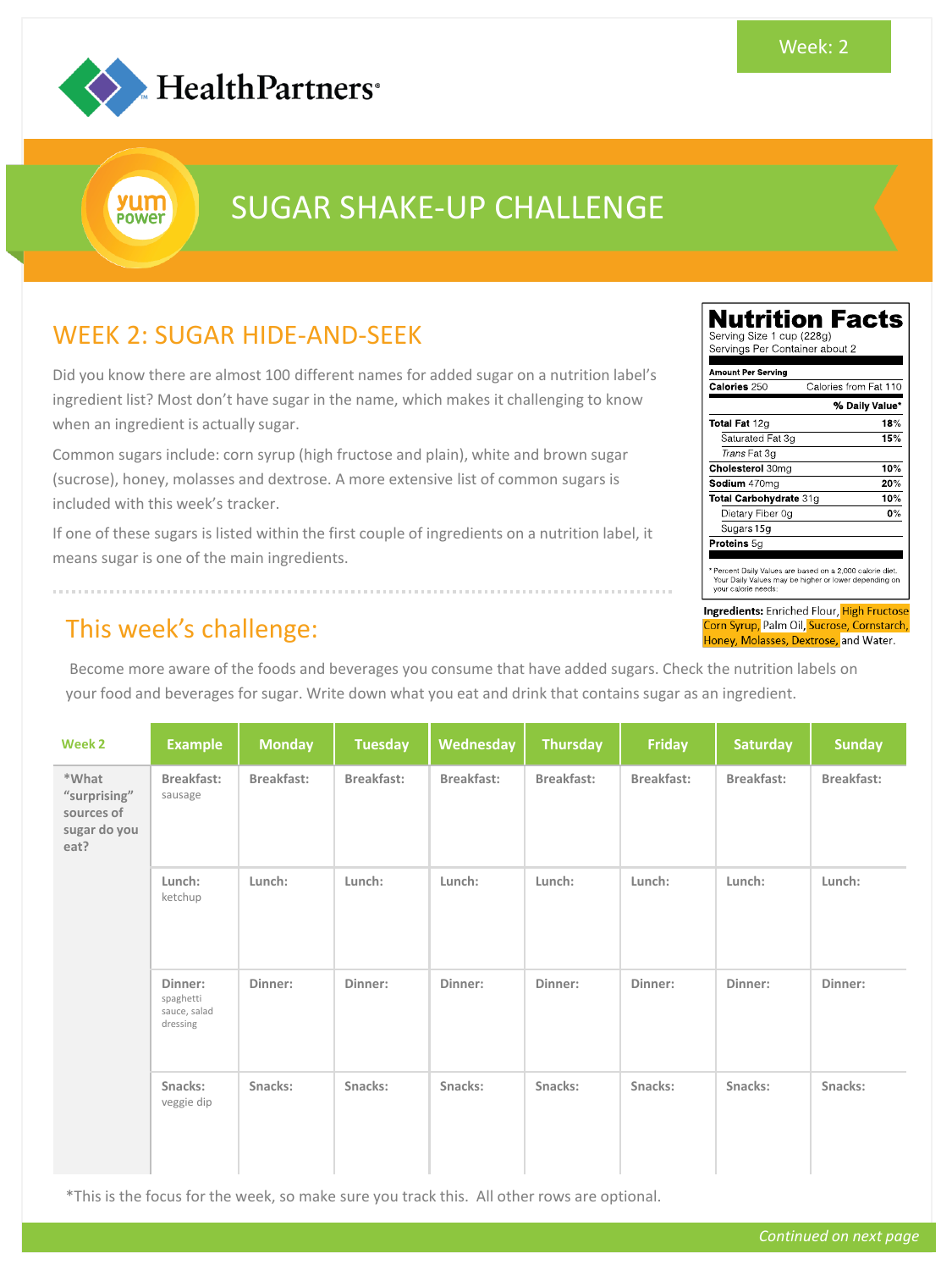Week: 2

HealthPartners®

yum power

# SUGAR SHAKE-UP CHALLENGE

## WEEK 2: SUGAR HIDE-AND-SEEK

Did you know there are almost 100 different names for added sugar on a nutrition label's ingredient list? Most don't have sugar in the name, which makes it challenging to know when an ingredient is actually sugar.

Common sugars include: corn syrup (high fructose and plain), white and brown sugar (sucrose), honey, molasses and dextrose. A more extensive list of common sugars is included with this week's tracker.

If one of these sugars is listed within the first couple of ingredients on a nutrition label, it means sugar is one of the main ingredients.

**Nutrition Facts**
Serving Size 1 cup (228g)
Servings Per Container about 2

| Amount Per Serving | |
|---|---|
| **Calories** 250 | Calories from Fat 110 |
| | **% Daily Value*** |
| **Total Fat** 12g | **18%** |
| Saturated Fat 3g | **15%** |
| *Trans* Fat 3g | |
| **Cholesterol** 30mg | **10%** |
| **Sodium** 470mg | **20%** |
| **Total Carbohydrate** 31g | **10%** |
| Dietary Fiber 0g | **0%** |
| Sugars 15g | |
| **Proteins** 5g | |

* Percent Daily Values are based on a 2,000 calorie diet. Your Daily Values may be higher or lower depending on your calorie needs:

**Ingredients:** Enriched Flour, High Fructose Corn Syrup, Palm Oil, Sucrose, Cornstarch, Honey, Molasses, Dextrose, and Water.

## This week's challenge:

Become more aware of the foods and beverages you consume that have added sugars. Check the nutrition labels on your food and beverages for sugar. Write down what you eat and drink that contains sugar as an ingredient.

| Week 2 | Example | Monday | Tuesday | Wednesday | Thursday | Friday | Saturday | Sunday |
|---|---|---|---|---|---|---|---|---|
| *What "surprising" sources of sugar do you eat? | Breakfast: sausage | Breakfast: | Breakfast: | Breakfast: | Breakfast: | Breakfast: | Breakfast: | Breakfast: |
| | Lunch: ketchup | Lunch: | Lunch: | Lunch: | Lunch: | Lunch: | Lunch: | Lunch: |
| | Dinner: spaghetti sauce, salad dressing | Dinner: | Dinner: | Dinner: | Dinner: | Dinner: | Dinner: | Dinner: |
| | Snacks: veggie dip | Snacks: | Snacks: | Snacks: | Snacks: | Snacks: | Snacks: | Snacks: |

*This is the focus for the week, so make sure you track this. All other rows are optional.

*Continued on next page*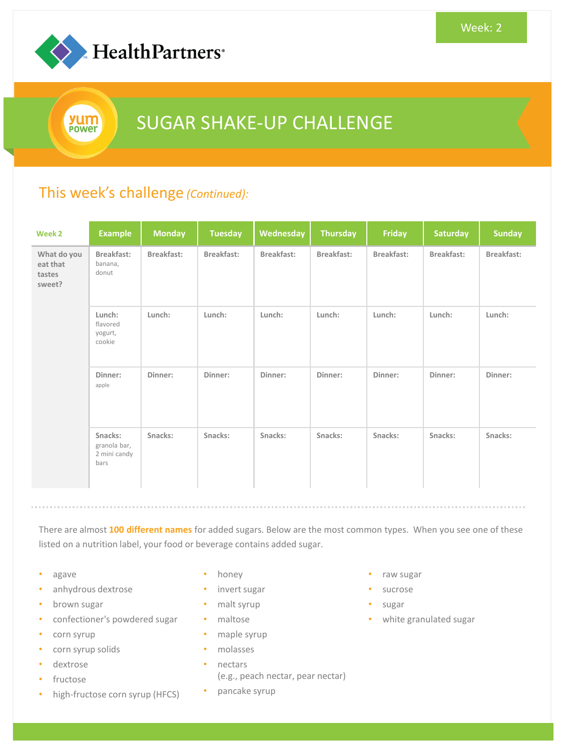Week: 2

HealthPartners®

yum power

# SUGAR SHAKE-UP CHALLENGE

## This week's challenge *(Continued):*

| Week 2 | Example | Monday | Tuesday | Wednesday | Thursday | Friday | Saturday | Sunday |
|---|---|---|---|---|---|---|---|---|
| **What do you eat that tastes sweet?** | **Breakfast:** banana, donut | **Breakfast:** | **Breakfast:** | **Breakfast:** | **Breakfast:** | **Breakfast:** | **Breakfast:** | **Breakfast:** |
| | **Lunch:** flavored yogurt, cookie | **Lunch:** | **Lunch:** | **Lunch:** | **Lunch:** | **Lunch:** | **Lunch:** | **Lunch:** |
| | **Dinner:** apple | **Dinner:** | **Dinner:** | **Dinner:** | **Dinner:** | **Dinner:** | **Dinner:** | **Dinner:** |
| | **Snacks:** granola bar, 2 mini candy bars | **Snacks:** | **Snacks:** | **Snacks:** | **Snacks:** | **Snacks:** | **Snacks:** | **Snacks:** |

There are almost **100 different names** for added sugars. Below are the most common types. When you see one of these listed on a nutrition label, your food or beverage contains added sugar.

- agave
- anhydrous dextrose
- brown sugar
- confectioner's powdered sugar
- corn syrup
- corn syrup solids
- dextrose
- fructose
- high-fructose corn syrup (HFCS)
- honey
- invert sugar
- malt syrup
- maltose
- maple syrup
- molasses
- nectars (e.g., peach nectar, pear nectar)
- pancake syrup
- raw sugar
- sucrose
- sugar
- white granulated sugar